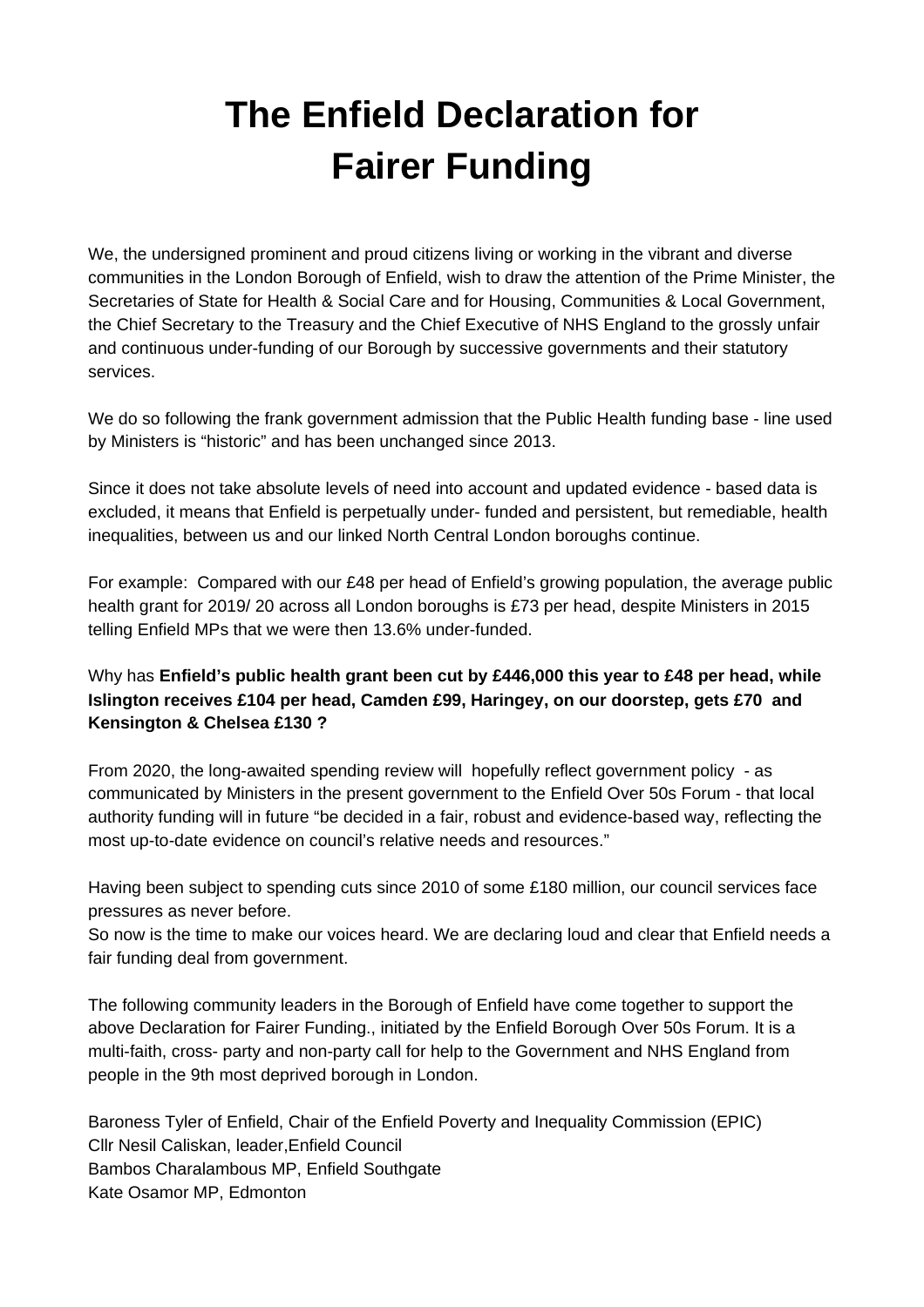# The Enfield Declaration for Fairer Funding

We, the undersigned prominent and proud citizens living or working in the vibrant and diverse communities in the London Borough of Enfield, wish to draw the attention of the Prime Minister, the Secretaries of State for Health & Social Care and for Housing, Communities & Local Government, the Chief Secretary to the Treasury and the Chief Executive of NHS England to the grossly unfair and continuous under-funding of our Borough by successive governments and their statutory services.

We do so following the frank government admission that the Public Health funding base - line used by Ministers is "historic" and has been unchanged since 2013.

Since it does not take absolute levels of need into account and updated evidence - based data is excluded, it means that Enfield is perpetually under- funded and persistent, but remediable, health inequalities, between us and our linked North Central London boroughs continue.

For example: Compared with our £48 per head of Enfield's growing population, the average public health grant for 2019/ 20 across all London boroughs is £73 per head, despite Ministers in 2015 telling Enfield MPs that we were then 13.6% under-funded.

Why has **Enfield's public health grant been cut by £446,000 this year to £48 per head, while Islington receives £104 per head, Camden £99, Haringey, on our doorstep, gets £70 and Kensington & Chelsea £130 ?**

From 2020, the long-awaited spending review will hopefully reflect government policy - as communicated by Ministers in the present government to the Enfield Over 50s Forum - that local authority funding will in future "be decided in a fair, robust and evidence-based way, reflecting the most up-to-date evidence on council's relative needs and resources."

Having been subject to spending cuts since 2010 of some £180 million, our council services face pressures as never before.
So now is the time to make our voices heard. We are declaring loud and clear that Enfield needs a fair funding deal from government.

The following community leaders in the Borough of Enfield have come together to support the above Declaration for Fairer Funding., initiated by the Enfield Borough Over 50s Forum. It is a multi-faith, cross- party and non-party call for help to the Government and NHS England from people in the 9th most deprived borough in London.

Baroness Tyler of Enfield, Chair of the Enfield Poverty and Inequality Commission (EPIC)
Cllr Nesil Caliskan, leader,Enfield Council
Bambos Charalambous MP, Enfield Southgate
Kate Osamor MP, Edmonton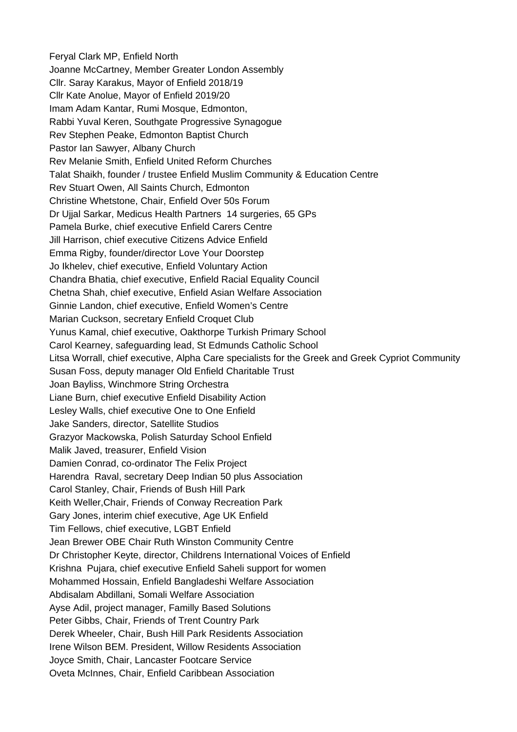Feryal Clark MP, Enfield North
Joanne McCartney, Member Greater London Assembly
Cllr. Saray Karakus, Mayor of Enfield 2018/19
Cllr Kate Anolue, Mayor of Enfield 2019/20
Imam Adam Kantar, Rumi Mosque, Edmonton,
Rabbi Yuval Keren, Southgate Progressive Synagogue
Rev Stephen Peake, Edmonton Baptist Church
Pastor Ian Sawyer, Albany Church
Rev Melanie Smith, Enfield United Reform Churches
Talat Shaikh, founder / trustee Enfield Muslim Community & Education Centre
Rev Stuart Owen, All Saints Church, Edmonton
Christine Whetstone, Chair, Enfield Over 50s Forum
Dr Ujjal Sarkar, Medicus Health Partners 14 surgeries, 65 GPs
Pamela Burke, chief executive Enfield Carers Centre
Jill Harrison, chief executive Citizens Advice Enfield
Emma Rigby, founder/director Love Your Doorstep
Jo Ikhelev, chief executive, Enfield Voluntary Action
Chandra Bhatia, chief executive, Enfield Racial Equality Council
Chetna Shah, chief executive, Enfield Asian Welfare Association
Ginnie Landon, chief executive, Enfield Women's Centre
Marian Cuckson, secretary Enfield Croquet Club
Yunus Kamal, chief executive, Oakthorpe Turkish Primary School
Carol Kearney, safeguarding lead, St Edmunds Catholic School
Litsa Worrall, chief executive, Alpha Care specialists for the Greek and Greek Cypriot Community
Susan Foss, deputy manager Old Enfield Charitable Trust
Joan Bayliss, Winchmore String Orchestra
Liane Burn, chief executive Enfield Disability Action
Lesley Walls, chief executive One to One Enfield
Jake Sanders, director, Satellite Studios
Grazyor Mackowska, Polish Saturday School Enfield
Malik Javed, treasurer, Enfield Vision
Damien Conrad, co-ordinator The Felix Project
Harendra Raval, secretary Deep Indian 50 plus Association
Carol Stanley, Chair, Friends of Bush Hill Park
Keith Weller,Chair, Friends of Conway Recreation Park
Gary Jones, interim chief executive, Age UK Enfield
Tim Fellows, chief executive, LGBT Enfield
Jean Brewer OBE Chair Ruth Winston Community Centre
Dr Christopher Keyte, director, Childrens International Voices of Enfield
Krishna Pujara, chief executive Enfield Saheli support for women
Mohammed Hossain, Enfield Bangladeshi Welfare Association
Abdisalam Abdillani, Somali Welfare Association
Ayse Adil, project manager, Familly Based Solutions
Peter Gibbs, Chair, Friends of Trent Country Park
Derek Wheeler, Chair, Bush Hill Park Residents Association
Irene Wilson BEM. President, Willow Residents Association
Joyce Smith, Chair, Lancaster Footcare Service
Oveta McInnes, Chair, Enfield Caribbean Association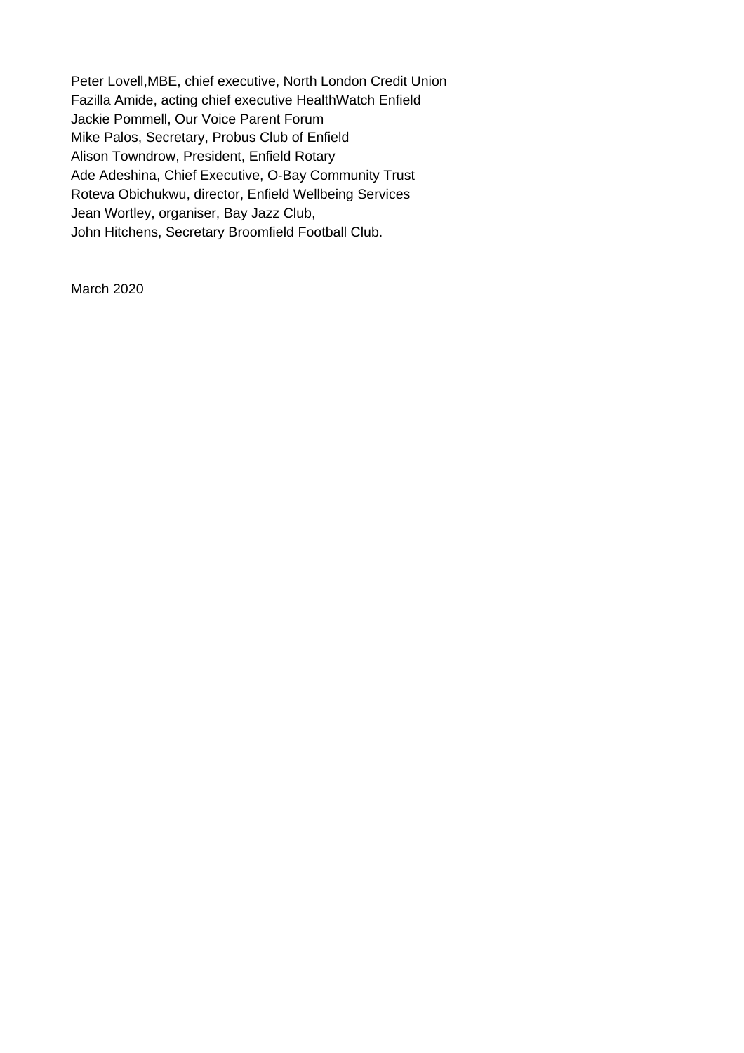Peter Lovell,MBE, chief executive, North London Credit Union
Fazilla Amide, acting chief executive HealthWatch Enfield
Jackie Pommell, Our Voice Parent Forum
Mike Palos, Secretary, Probus Club of Enfield
Alison Towndrow, President, Enfield Rotary
Ade Adeshina, Chief Executive, O-Bay Community Trust
Roteva Obichukwu, director, Enfield Wellbeing Services
Jean Wortley, organiser, Bay Jazz Club,
John Hitchens, Secretary Broomfield Football Club.

March 2020